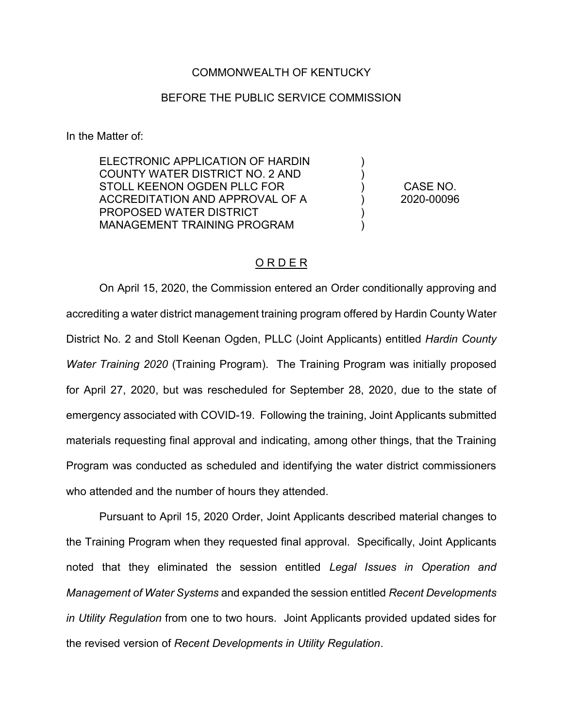COMMONWEALTH OF KENTUCKY

BEFORE THE PUBLIC SERVICE COMMISSION

In the Matter of:

| | | |
|---|---|---|
| ELECTRONIC APPLICATION OF HARDIN COUNTY WATER DISTRICT NO. 2 AND STOLL KEENON OGDEN PLLC FOR ACCREDITATION AND APPROVAL OF A PROPOSED WATER DISTRICT MANAGEMENT TRAINING PROGRAM | ) ) ) ) ) ) | CASE NO. 2020-00096 |

## O R D E R

On April 15, 2020, the Commission entered an Order conditionally approving and accrediting a water district management training program offered by Hardin County Water District No. 2 and Stoll Keenan Ogden, PLLC (Joint Applicants) entitled *Hardin County Water Training 2020* (Training Program). The Training Program was initially proposed for April 27, 2020, but was rescheduled for September 28, 2020, due to the state of emergency associated with COVID-19. Following the training, Joint Applicants submitted materials requesting final approval and indicating, among other things, that the Training Program was conducted as scheduled and identifying the water district commissioners who attended and the number of hours they attended.

Pursuant to April 15, 2020 Order, Joint Applicants described material changes to the Training Program when they requested final approval. Specifically, Joint Applicants noted that they eliminated the session entitled *Legal Issues in Operation and Management of Water Systems* and expanded the session entitled *Recent Developments in Utility Regulation* from one to two hours. Joint Applicants provided updated sides for the revised version of *Recent Developments in Utility Regulation*.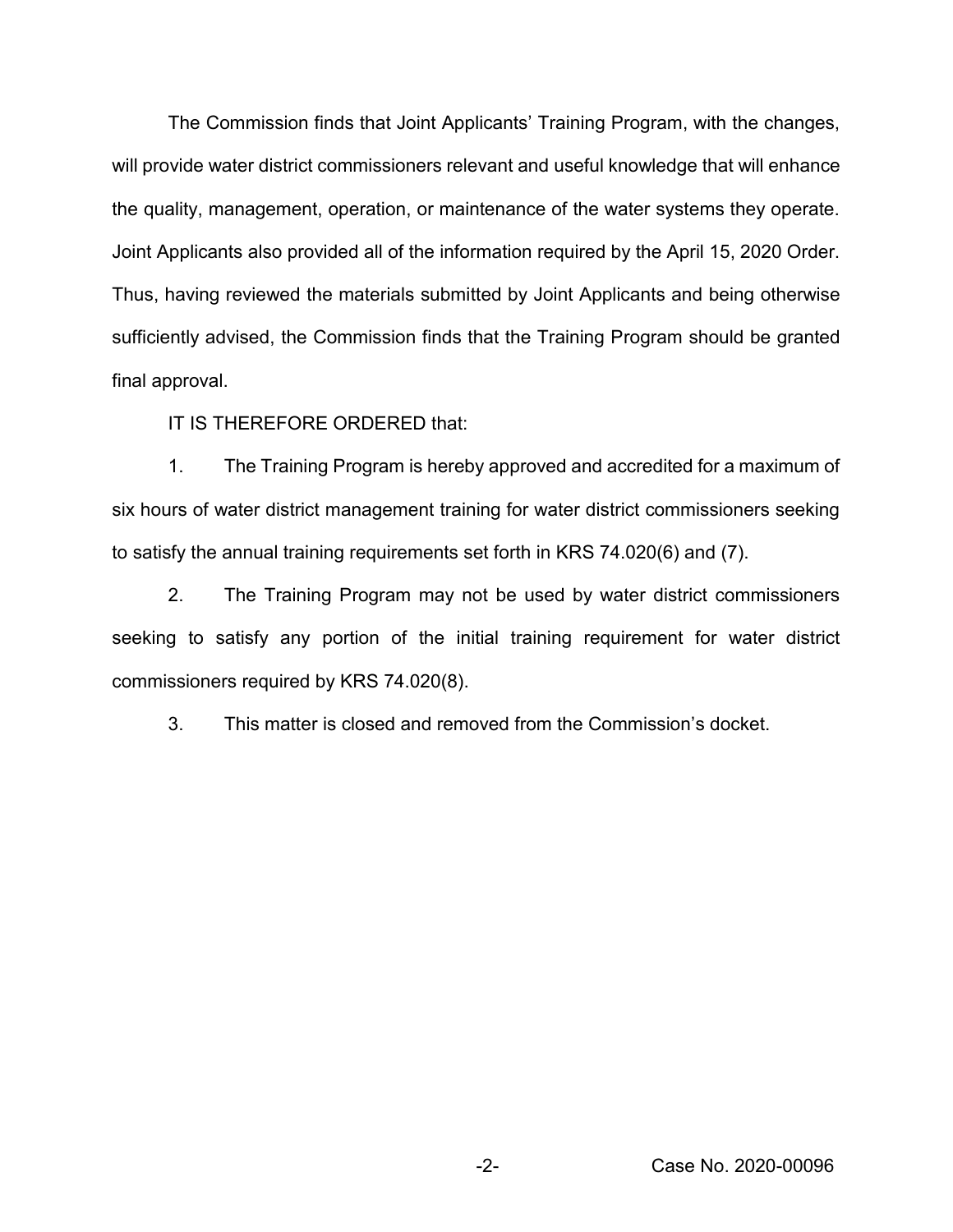The Commission finds that Joint Applicants' Training Program, with the changes, will provide water district commissioners relevant and useful knowledge that will enhance the quality, management, operation, or maintenance of the water systems they operate. Joint Applicants also provided all of the information required by the April 15, 2020 Order. Thus, having reviewed the materials submitted by Joint Applicants and being otherwise sufficiently advised, the Commission finds that the Training Program should be granted final approval.

IT IS THEREFORE ORDERED that:

1. The Training Program is hereby approved and accredited for a maximum of six hours of water district management training for water district commissioners seeking to satisfy the annual training requirements set forth in KRS 74.020(6) and (7).

2. The Training Program may not be used by water district commissioners seeking to satisfy any portion of the initial training requirement for water district commissioners required by KRS 74.020(8).

3. This matter is closed and removed from the Commission's docket.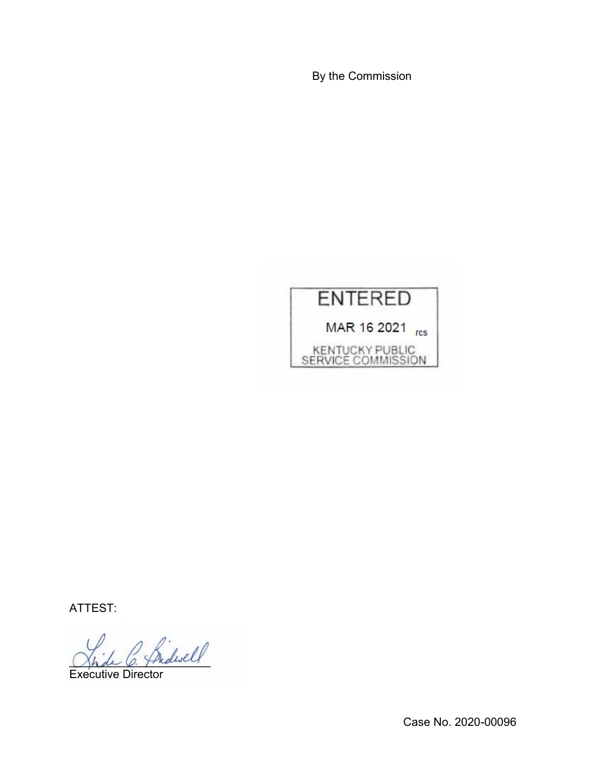By the Commission

ENTERED

MAR 16 2021 rcs

KENTUCKY PUBLIC SERVICE COMMISSION

ATTEST:

Executive Director

Case No. 2020-00096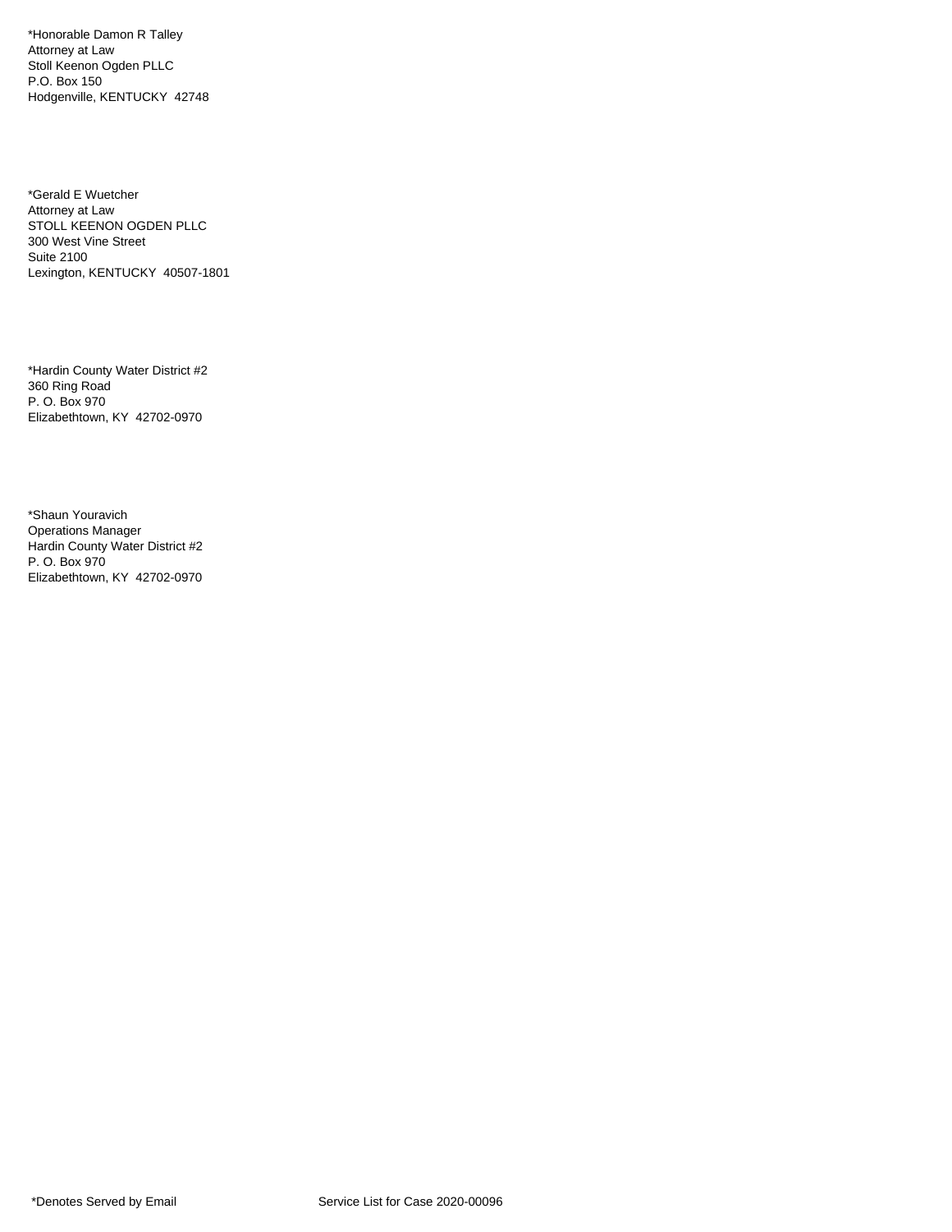*Honorable Damon R Talley
Attorney at Law
Stoll Keenon Ogden PLLC
P.O. Box 150
Hodgenville, KENTUCKY 42748

*Gerald E Wuetcher
Attorney at Law
STOLL KEENON OGDEN PLLC
300 West Vine Street
Suite 2100
Lexington, KENTUCKY 40507-1801

*Hardin County Water District #2
360 Ring Road
P. O. Box 970
Elizabethtown, KY 42702-0970

*Shaun Youravich
Operations Manager
Hardin County Water District #2
P. O. Box 970
Elizabethtown, KY 42702-0970

*Denotes Served by Email

Service List for Case 2020-00096